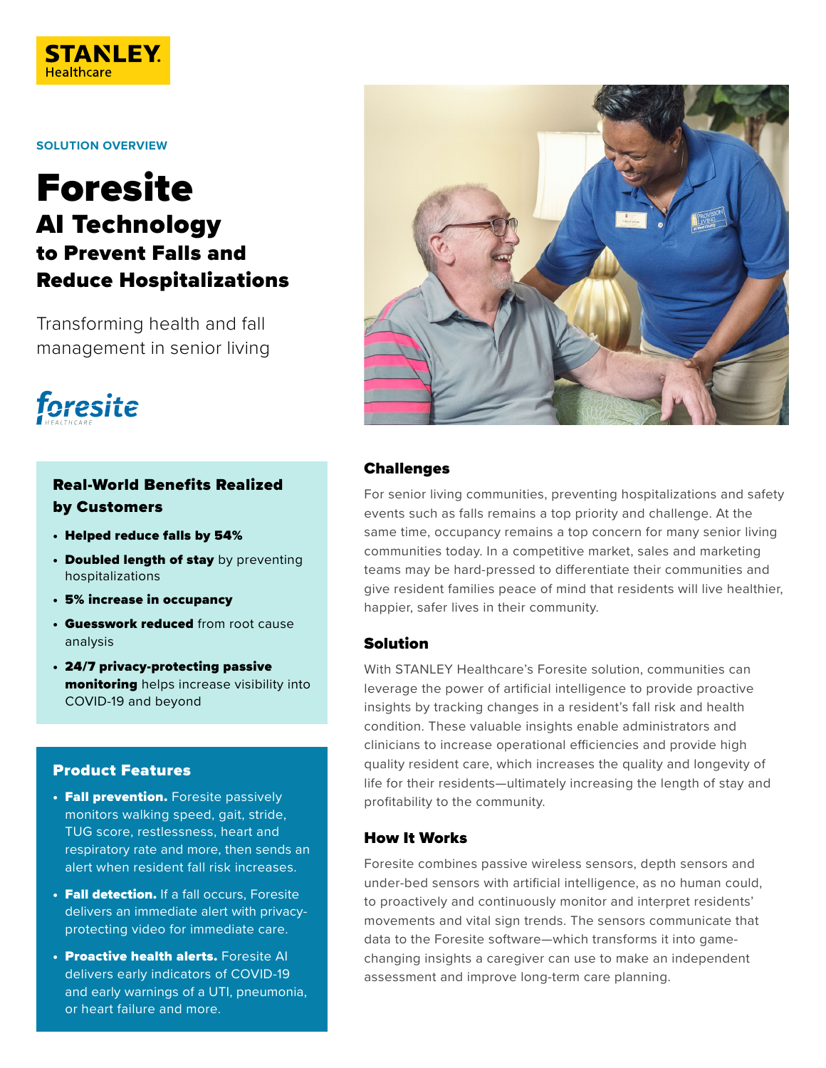STANLEY Healthcare

SOLUTION OVERVIEW

# Foresite

## AI Technology

### to Prevent Falls and Reduce Hospitalizations

Transforming health and fall management in senior living

foresite HEALTHCARE

### Real-World Benefits Realized by Customers

- **Helped reduce falls by 54%**
- **Doubled length of stay** by preventing hospitalizations
- **5% increase in occupancy**
- **Guesswork reduced** from root cause analysis
- **24/7 privacy-protecting passive monitoring** helps increase visibility into COVID-19 and beyond

### Product Features

- **Fall prevention.** Foresite passively monitors walking speed, gait, stride, TUG score, restlessness, heart and respiratory rate and more, then sends an alert when resident fall risk increases.
- **Fall detection.** If a fall occurs, Foresite delivers an immediate alert with privacy-protecting video for immediate care.
- **Proactive health alerts.** Foresite AI delivers early indicators of COVID-19 and early warnings of a UTI, pneumonia, or heart failure and more.

### Challenges

For senior living communities, preventing hospitalizations and safety events such as falls remains a top priority and challenge. At the same time, occupancy remains a top concern for many senior living communities today. In a competitive market, sales and marketing teams may be hard-pressed to differentiate their communities and give resident families peace of mind that residents will live healthier, happier, safer lives in their community.

### Solution

With STANLEY Healthcare's Foresite solution, communities can leverage the power of artificial intelligence to provide proactive insights by tracking changes in a resident's fall risk and health condition. These valuable insights enable administrators and clinicians to increase operational efficiencies and provide high quality resident care, which increases the quality and longevity of life for their residents—ultimately increasing the length of stay and profitability to the community.

### How It Works

Foresite combines passive wireless sensors, depth sensors and under-bed sensors with artificial intelligence, as no human could, to proactively and continuously monitor and interpret residents' movements and vital sign trends. The sensors communicate that data to the Foresite software—which transforms it into game-changing insights a caregiver can use to make an independent assessment and improve long-term care planning.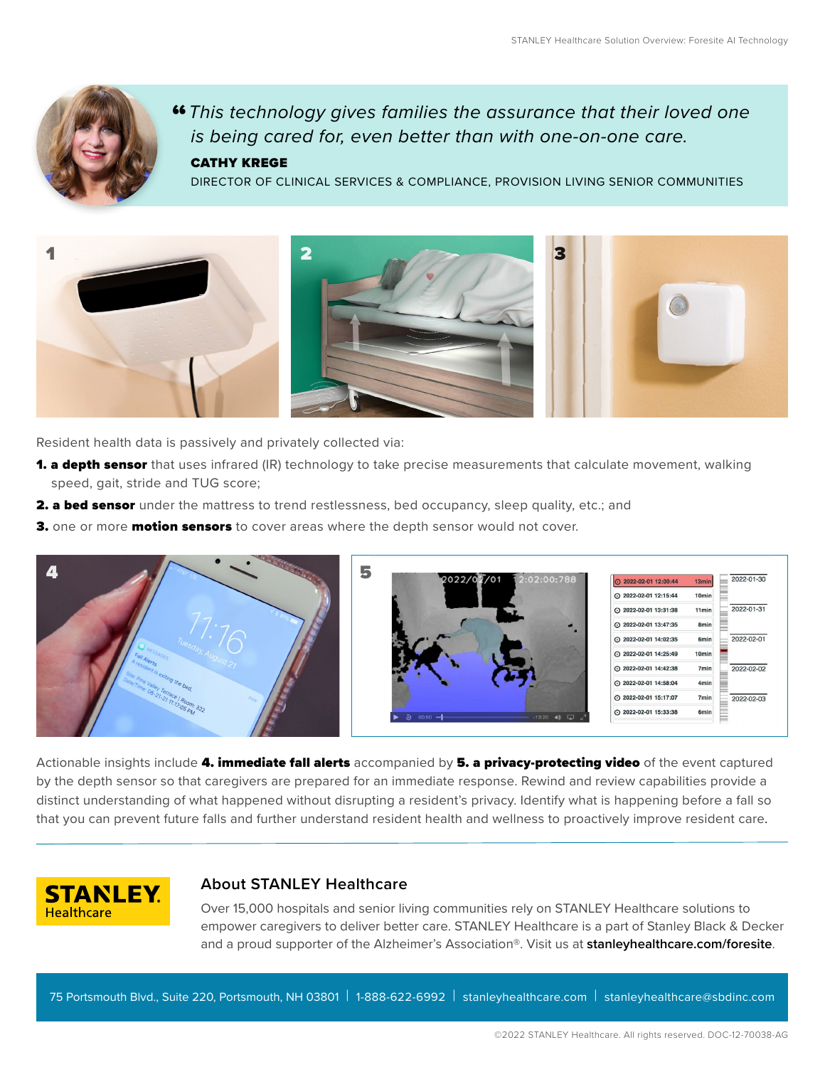> *This technology gives families the assurance that their loved one is being cared for, even better than with one-on-one care.*
>
> **CATHY KREGE**
> DIRECTOR OF CLINICAL SERVICES & COMPLIANCE, PROVISION LIVING SENIOR COMMUNITIES

Resident health data is passively and privately collected via:

**1. a depth sensor** that uses infrared (IR) technology to take precise measurements that calculate movement, walking speed, gait, stride and TUG score;

**2. a bed sensor** under the mattress to trend restlessness, bed occupancy, sleep quality, etc.; and

**3.** one or more **motion sensors** to cover areas where the depth sensor would not cover.

Actionable insights include **4. immediate fall alerts** accompanied by **5. a privacy-protecting video** of the event captured by the depth sensor so that caregivers are prepared for an immediate response. Rewind and review capabilities provide a distinct understanding of what happened without disrupting a resident's privacy. Identify what is happening before a fall so that you can prevent future falls and further understand resident health and wellness to proactively improve resident care.

---

## About STANLEY Healthcare

Over 15,000 hospitals and senior living communities rely on STANLEY Healthcare solutions to empower caregivers to deliver better care. STANLEY Healthcare is a part of Stanley Black & Decker and a proud supporter of the Alzheimer's Association®. Visit us at **stanleyhealthcare.com/foresite**.

75 Portsmouth Blvd., Suite 220, Portsmouth, NH 03801 | 1-888-622-6992 | stanleyhealthcare.com | stanleyhealthcare@sbdinc.com

©2022 STANLEY Healthcare. All rights reserved. DOC-12-70038-AG